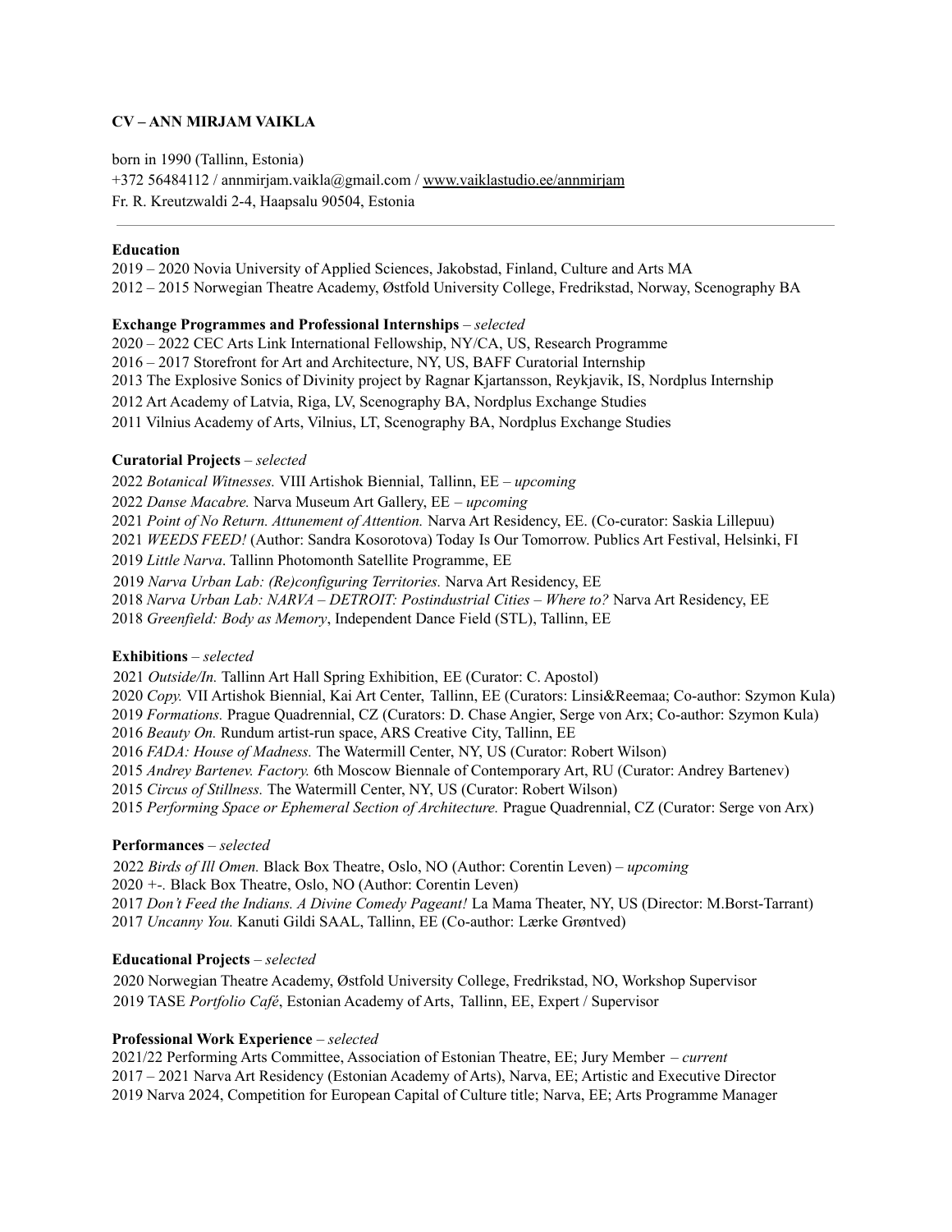# CV – ANN MIRJAM VAIKLA

born in 1990 (Tallinn, Estonia)
+372 56484112 / annmirjam.vaikla@gmail.com / www.vaiklastudio.ee/annmirjam
Fr. R. Kreutzwaldi 2-4, Haapsalu 90504, Estonia

---

**Education**

2019 – 2020 Novia University of Applied Sciences, Jakobstad, Finland, Culture and Arts MA
2012 – 2015 Norwegian Theatre Academy, Østfold University College, Fredrikstad, Norway, Scenography BA

**Exchange Programmes and Professional Internships** – *selected*

2020 – 2022 CEC Arts Link International Fellowship, NY/CA, US, Research Programme
2016 – 2017 Storefront for Art and Architecture, NY, US, BAFF Curatorial Internship
2013 The Explosive Sonics of Divinity project by Ragnar Kjartansson, Reykjavik, IS, Nordplus Internship
2012 Art Academy of Latvia, Riga, LV, Scenography BA, Nordplus Exchange Studies
2011 Vilnius Academy of Arts, Vilnius, LT, Scenography BA, Nordplus Exchange Studies

**Curatorial Projects** – *selected*

2022 *Botanical Witnesses.* VIII Artishok Biennial, Tallinn, EE – *upcoming*
2022 *Danse Macabre.* Narva Museum Art Gallery, EE – *upcoming*
2021 *Point of No Return. Attunement of Attention.* Narva Art Residency, EE. (Co-curator: Saskia Lillepuu)
2021 *WEEDS FEED!* (Author: Sandra Kosorotova) Today Is Our Tomorrow. Publics Art Festival, Helsinki, FI
2019 *Little Narva*. Tallinn Photomonth Satellite Programme, EE
2019 *Narva Urban Lab: (Re)configuring Territories.* Narva Art Residency, EE
2018 *Narva Urban Lab: NARVA – DETROIT: Postindustrial Cities – Where to?* Narva Art Residency, EE
2018 *Greenfield: Body as Memory*, Independent Dance Field (STL), Tallinn, EE

**Exhibitions** – *selected*

2021 *Outside/In.* Tallinn Art Hall Spring Exhibition, EE (Curator: C. Apostol)
2020 *Copy.* VII Artishok Biennial, Kai Art Center, Tallinn, EE (Curators: Linsi&Reemaa; Co-author: Szymon Kula)
2019 *Formations.* Prague Quadrennial, CZ (Curators: D. Chase Angier, Serge von Arx; Co-author: Szymon Kula)
2016 *Beauty On.* Rundum artist-run space, ARS Creative City, Tallinn, EE
2016 *FADA: House of Madness.* The Watermill Center, NY, US (Curator: Robert Wilson)
2015 *Andrey Bartenev. Factory.* 6th Moscow Biennale of Contemporary Art, RU (Curator: Andrey Bartenev)
2015 *Circus of Stillness.* The Watermill Center, NY, US (Curator: Robert Wilson)
2015 *Performing Space or Ephemeral Section of Architecture.* Prague Quadrennial, CZ (Curator: Serge von Arx)

**Performances** – *selected*

2022 *Birds of Ill Omen.* Black Box Theatre, Oslo, NO (Author: Corentin Leven) – *upcoming*
2020 *+-.* Black Box Theatre, Oslo, NO (Author: Corentin Leven)
2017 *Don't Feed the Indians. A Divine Comedy Pageant!* La Mama Theater, NY, US (Director: M.Borst-Tarrant)
2017 *Uncanny You.* Kanuti Gildi SAAL, Tallinn, EE (Co-author: Lærke Grøntved)

**Educational Projects** – *selected*

2020 Norwegian Theatre Academy, Østfold University College, Fredrikstad, NO, Workshop Supervisor
2019 TASE *Portfolio Café*, Estonian Academy of Arts, Tallinn, EE, Expert / Supervisor

**Professional Work Experience** – *selected*

2021/22 Performing Arts Committee, Association of Estonian Theatre, EE; Jury Member – *current*
2017 – 2021 Narva Art Residency (Estonian Academy of Arts), Narva, EE; Artistic and Executive Director
2019 Narva 2024, Competition for European Capital of Culture title; Narva, EE; Arts Programme Manager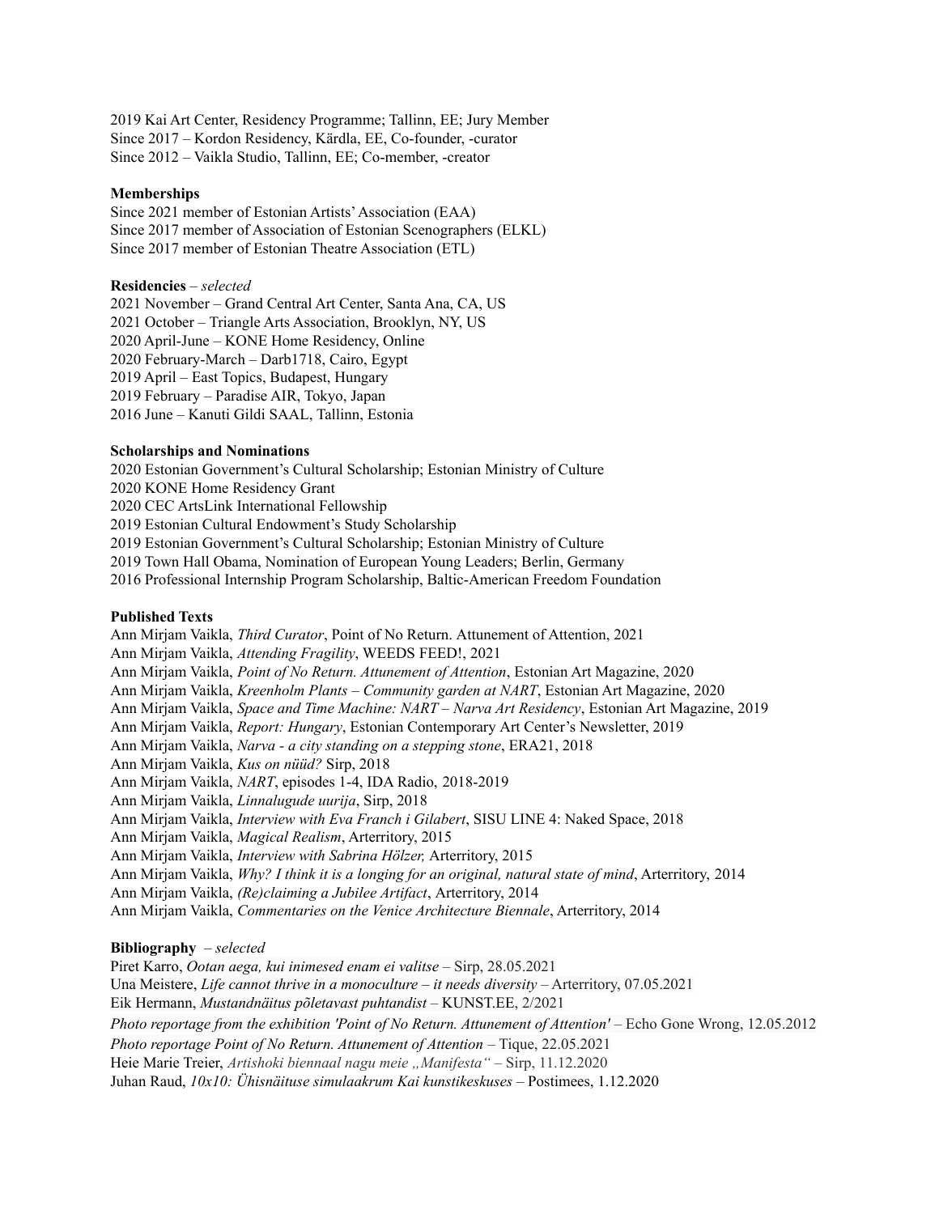2019 Kai Art Center, Residency Programme; Tallinn, EE; Jury Member
Since 2017 – Kordon Residency, Kärdla, EE, Co-founder, -curator
Since 2012 – Vaikla Studio, Tallinn, EE; Co-member, -creator

**Memberships**
Since 2021 member of Estonian Artists' Association (EAA)
Since 2017 member of Association of Estonian Scenographers (ELKL)
Since 2017 member of Estonian Theatre Association (ETL)

**Residencies** – *selected*
2021 November – Grand Central Art Center, Santa Ana, CA, US
2021 October – Triangle Arts Association, Brooklyn, NY, US
2020 April-June – KONE Home Residency, Online
2020 February-March – Darb1718, Cairo, Egypt
2019 April – East Topics, Budapest, Hungary
2019 February – Paradise AIR, Tokyo, Japan
2016 June – Kanuti Gildi SAAL, Tallinn, Estonia

**Scholarships and Nominations**
2020 Estonian Government's Cultural Scholarship; Estonian Ministry of Culture
2020 KONE Home Residency Grant
2020 CEC ArtsLink International Fellowship
2019 Estonian Cultural Endowment's Study Scholarship
2019 Estonian Government's Cultural Scholarship; Estonian Ministry of Culture
2019 Town Hall Obama, Nomination of European Young Leaders; Berlin, Germany
2016 Professional Internship Program Scholarship, Baltic-American Freedom Foundation

**Published Texts**
Ann Mirjam Vaikla, *Third Curator*, Point of No Return. Attunement of Attention, 2021
Ann Mirjam Vaikla, *Attending Fragility*, WEEDS FEED!, 2021
Ann Mirjam Vaikla, *Point of No Return. Attunement of Attention*, Estonian Art Magazine, 2020
Ann Mirjam Vaikla, *Kreenholm Plants – Community garden at NART*, Estonian Art Magazine, 2020
Ann Mirjam Vaikla, *Space and Time Machine: NART – Narva Art Residency*, Estonian Art Magazine, 2019
Ann Mirjam Vaikla, *Report: Hungary*, Estonian Contemporary Art Center's Newsletter, 2019
Ann Mirjam Vaikla, *Narva - a city standing on a stepping stone*, ERA21, 2018
Ann Mirjam Vaikla, *Kus on nüüd?* Sirp, 2018
Ann Mirjam Vaikla, *NART*, episodes 1-4, IDA Radio, 2018-2019
Ann Mirjam Vaikla, *Linnalugude uurija*, Sirp, 2018
Ann Mirjam Vaikla, *Interview with Eva Franch i Gilabert*, SISU LINE 4: Naked Space, 2018
Ann Mirjam Vaikla, *Magical Realism*, Arterritory, 2015
Ann Mirjam Vaikla, *Interview with Sabrina Hölzer,* Arterritory, 2015
Ann Mirjam Vaikla, *Why? I think it is a longing for an original, natural state of mind*, Arterritory, 2014
Ann Mirjam Vaikla, *(Re)claiming a Jubilee Artifact*, Arterritory, 2014
Ann Mirjam Vaikla, *Commentaries on the Venice Architecture Biennale*, Arterritory, 2014

**Bibliography** – *selected*
Piret Karro, *Ootan aega, kui inimesed enam ei valitse* – Sirp, 28.05.2021
Una Meistere, *Life cannot thrive in a monoculture – it needs diversity* – Arterritory, 07.05.2021
Eik Hermann, *Mustandnäitus põletavast puhtandist* – KUNST.EE, 2/2021
*Photo reportage from the exhibition 'Point of No Return. Attunement of Attention'* – Echo Gone Wrong, 12.05.2012
*Photo reportage Point of No Return. Attunement of Attention* – Tique, 22.05.2021
Heie Marie Treier, *Artishoki biennaal nagu meie „Manifesta"* – Sirp, 11.12.2020
Juhan Raud, *10x10: Ühisnäituse simulaakrum Kai kunstikeskuses* – Postimees, 1.12.2020